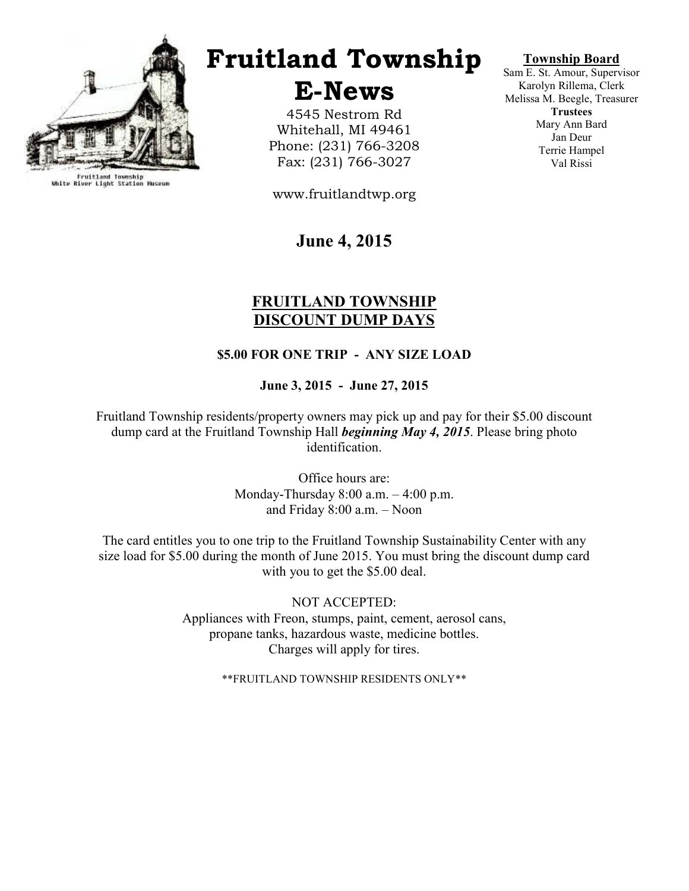Fruitland Township
White River Light Station Museum

# Fruitland Township E-News

4545 Nestrom Rd
Whitehall, MI 49461
Phone: (231) 766-3208
Fax: (231) 766-3027

www.fruitlandtwp.org

**Township Board**
Sam E. St. Amour, Supervisor
Karolyn Rillema, Clerk
Melissa M. Beegle, Treasurer
**Trustees**
Mary Ann Bard
Jan Deur
Terrie Hampel
Val Rissi

## June 4, 2015

## FRUITLAND TOWNSHIP DISCOUNT DUMP DAYS

**$5.00 FOR ONE TRIP - ANY SIZE LOAD**

**June 3, 2015 - June 27, 2015**

Fruitland Township residents/property owners may pick up and pay for their $5.00 discount dump card at the Fruitland Township Hall ***beginning May 4, 2015***. Please bring photo identification.

Office hours are:
Monday-Thursday 8:00 a.m. – 4:00 p.m.
and Friday 8:00 a.m. – Noon

The card entitles you to one trip to the Fruitland Township Sustainability Center with any size load for $5.00 during the month of June 2015. You must bring the discount dump card with you to get the $5.00 deal.

NOT ACCEPTED:
Appliances with Freon, stumps, paint, cement, aerosol cans, propane tanks, hazardous waste, medicine bottles.
Charges will apply for tires.

**FRUITLAND TOWNSHIP RESIDENTS ONLY**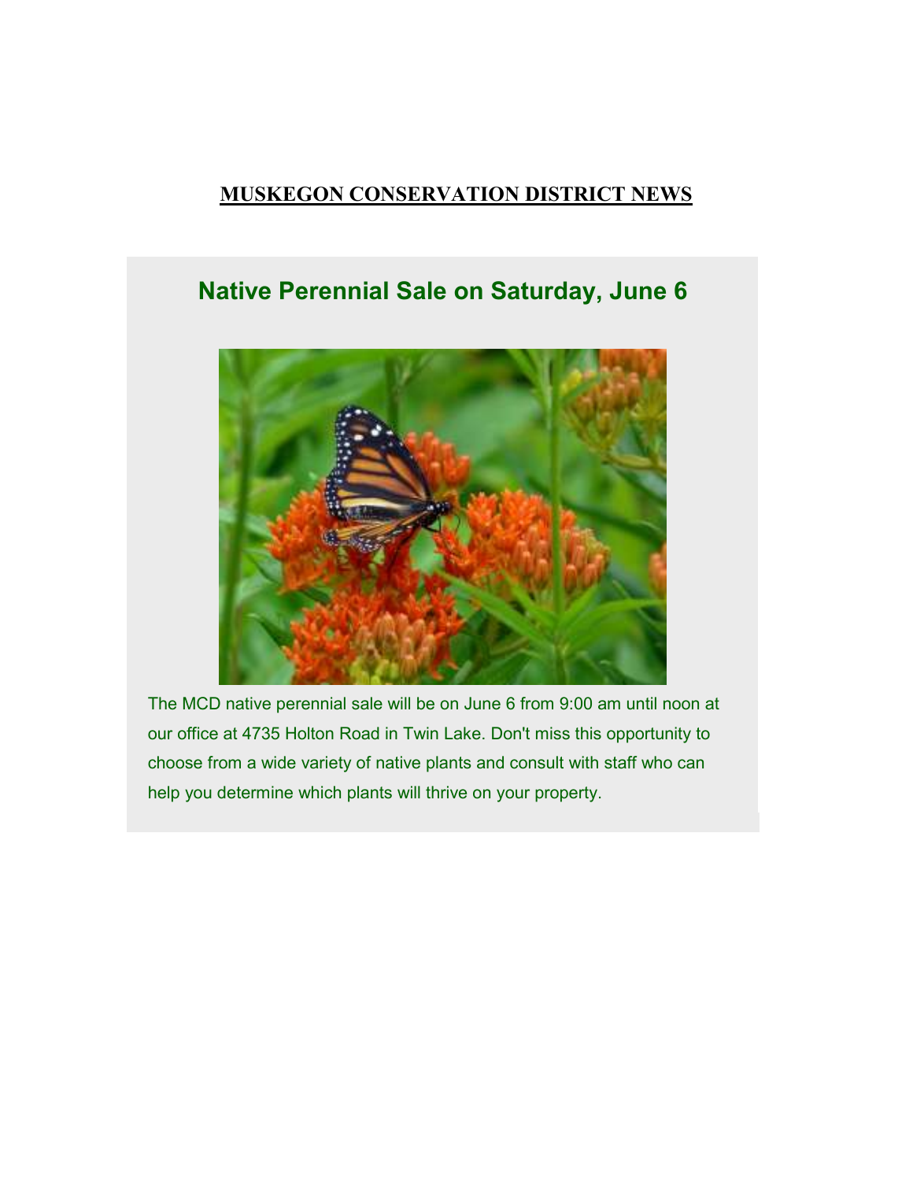**MUSKEGON CONSERVATION DISTRICT NEWS**

## Native Perennial Sale on Saturday, June 6

The MCD native perennial sale will be on June 6 from 9:00 am until noon at our office at 4735 Holton Road in Twin Lake. Don't miss this opportunity to choose from a wide variety of native plants and consult with staff who can help you determine which plants will thrive on your property.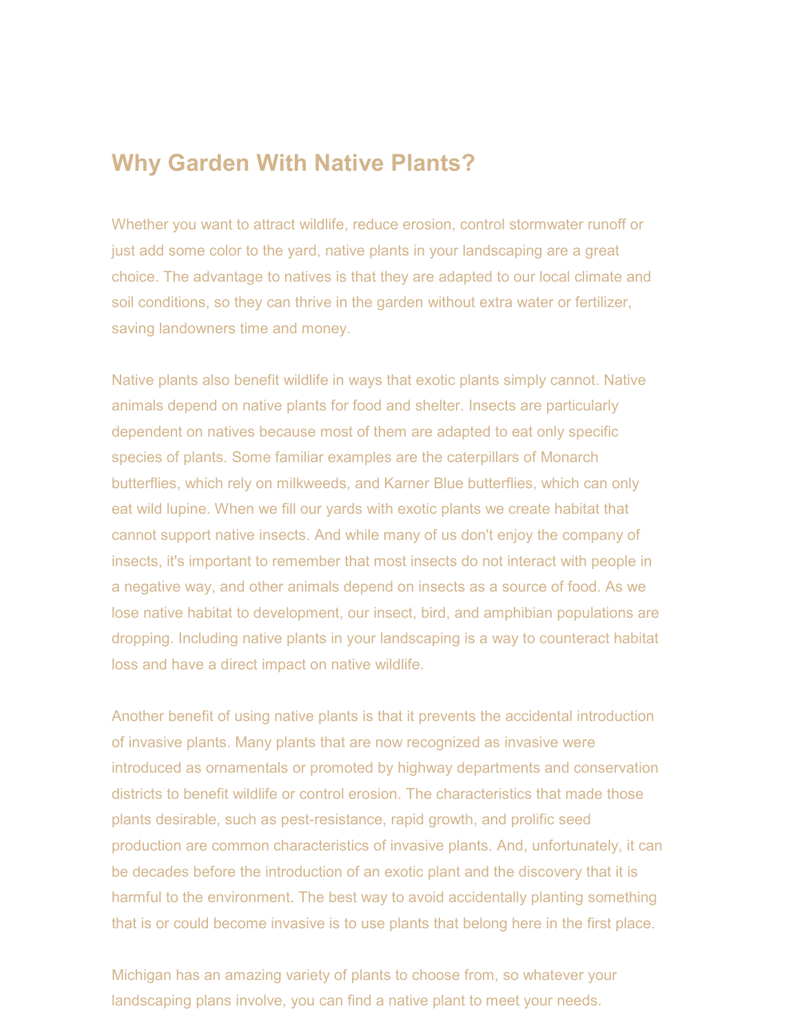# Why Garden With Native Plants?

Whether you want to attract wildlife, reduce erosion, control stormwater runoff or just add some color to the yard, native plants in your landscaping are a great choice. The advantage to natives is that they are adapted to our local climate and soil conditions, so they can thrive in the garden without extra water or fertilizer, saving landowners time and money.

Native plants also benefit wildlife in ways that exotic plants simply cannot. Native animals depend on native plants for food and shelter. Insects are particularly dependent on natives because most of them are adapted to eat only specific species of plants. Some familiar examples are the caterpillars of Monarch butterflies, which rely on milkweeds, and Karner Blue butterflies, which can only eat wild lupine. When we fill our yards with exotic plants we create habitat that cannot support native insects. And while many of us don't enjoy the company of insects, it's important to remember that most insects do not interact with people in a negative way, and other animals depend on insects as a source of food. As we lose native habitat to development, our insect, bird, and amphibian populations are dropping. Including native plants in your landscaping is a way to counteract habitat loss and have a direct impact on native wildlife.

Another benefit of using native plants is that it prevents the accidental introduction of invasive plants. Many plants that are now recognized as invasive were introduced as ornamentals or promoted by highway departments and conservation districts to benefit wildlife or control erosion. The characteristics that made those plants desirable, such as pest-resistance, rapid growth, and prolific seed production are common characteristics of invasive plants. And, unfortunately, it can be decades before the introduction of an exotic plant and the discovery that it is harmful to the environment. The best way to avoid accidentally planting something that is or could become invasive is to use plants that belong here in the first place.

Michigan has an amazing variety of plants to choose from, so whatever your landscaping plans involve, you can find a native plant to meet your needs.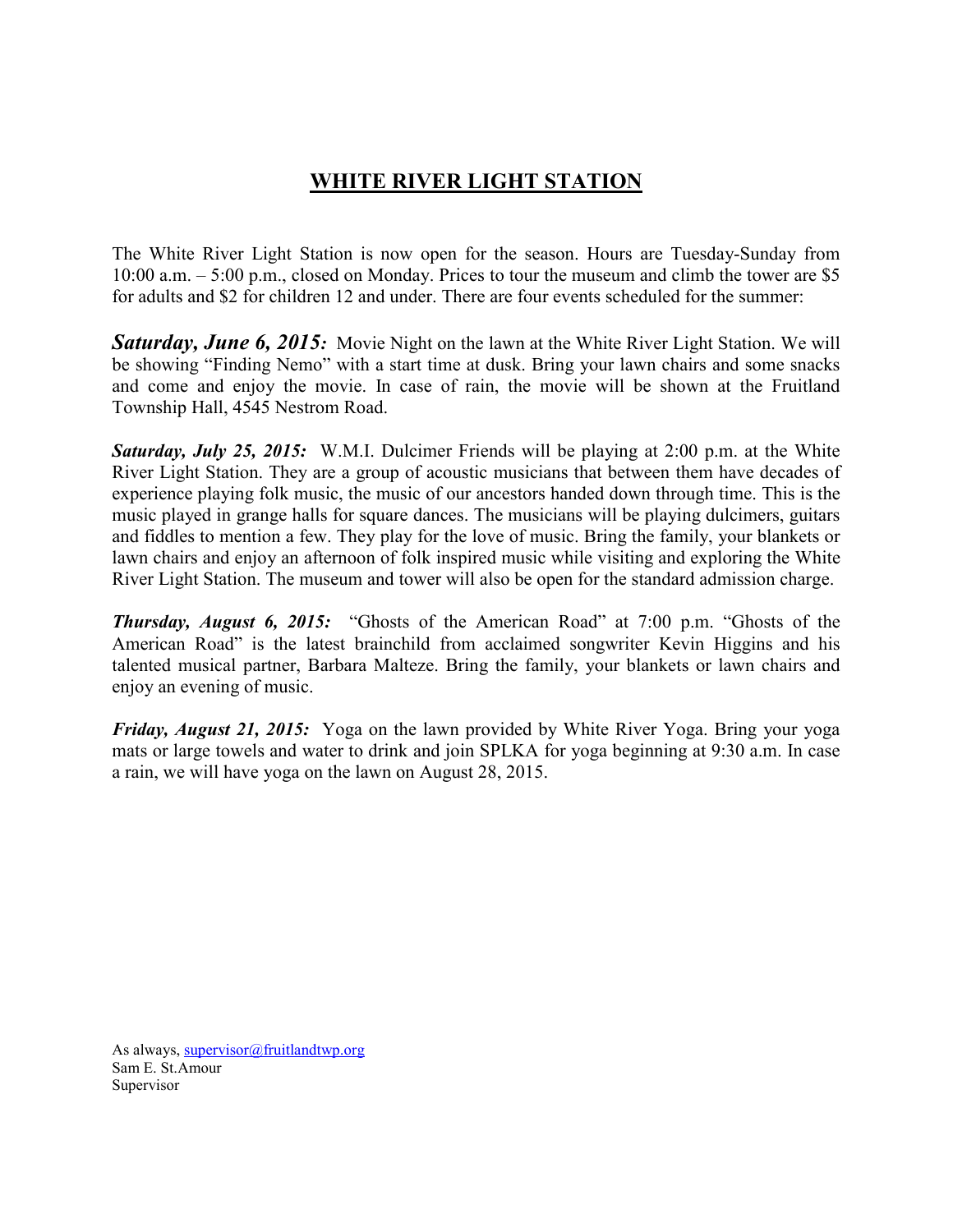# WHITE RIVER LIGHT STATION

The White River Light Station is now open for the season. Hours are Tuesday-Sunday from 10:00 a.m. – 5:00 p.m., closed on Monday. Prices to tour the museum and climb the tower are $5 for adults and $2 for children 12 and under. There are four events scheduled for the summer:

***Saturday, June 6, 2015:*** Movie Night on the lawn at the White River Light Station. We will be showing "Finding Nemo" with a start time at dusk. Bring your lawn chairs and some snacks and come and enjoy the movie. In case of rain, the movie will be shown at the Fruitland Township Hall, 4545 Nestrom Road.

***Saturday, July 25, 2015:*** W.M.I. Dulcimer Friends will be playing at 2:00 p.m. at the White River Light Station. They are a group of acoustic musicians that between them have decades of experience playing folk music, the music of our ancestors handed down through time. This is the music played in grange halls for square dances. The musicians will be playing dulcimers, guitars and fiddles to mention a few. They play for the love of music. Bring the family, your blankets or lawn chairs and enjoy an afternoon of folk inspired music while visiting and exploring the White River Light Station. The museum and tower will also be open for the standard admission charge.

***Thursday, August 6, 2015:*** "Ghosts of the American Road" at 7:00 p.m. "Ghosts of the American Road" is the latest brainchild from acclaimed songwriter Kevin Higgins and his talented musical partner, Barbara Malteze. Bring the family, your blankets or lawn chairs and enjoy an evening of music.

***Friday, August 21, 2015:*** Yoga on the lawn provided by White River Yoga. Bring your yoga mats or large towels and water to drink and join SPLKA for yoga beginning at 9:30 a.m. In case a rain, we will have yoga on the lawn on August 28, 2015.

As always, supervisor@fruitlandtwp.org
Sam E. St.Amour
Supervisor